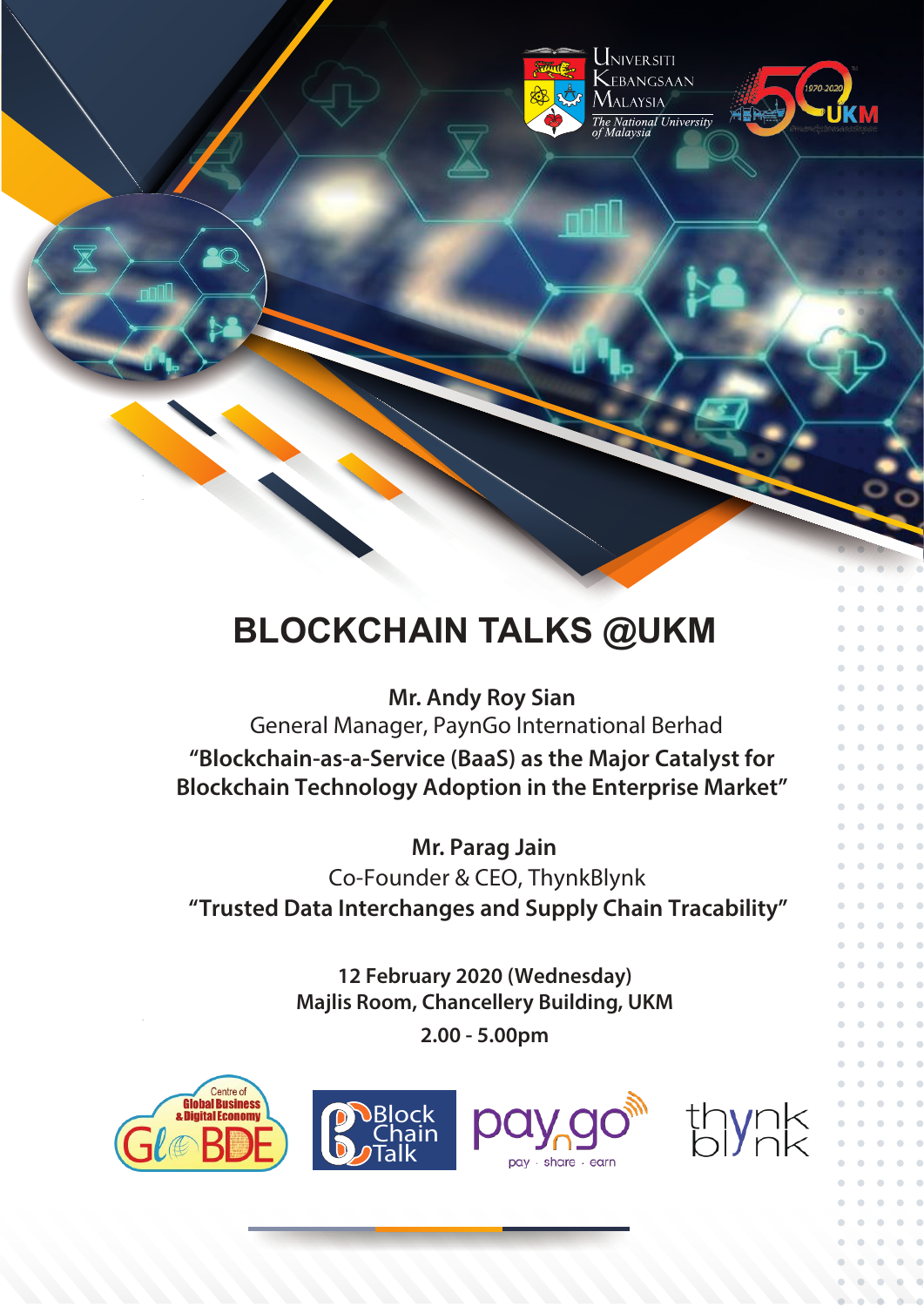Universiti Kebangsaan Malaysia
*The National University of Malaysia*

# BLOCKCHAIN TALKS @UKM

**Mr. Andy Roy Sian**
General Manager, PaynGo International Berhad
**"Blockchain-as-a-Service (BaaS) as the Major Catalyst for Blockchain Technology Adoption in the Enterprise Market"**

**Mr. Parag Jain**
Co-Founder & CEO, ThynkBlynk
**"Trusted Data Interchanges and Supply Chain Tracability"**

**12 February 2020 (Wednesday)**
**Majlis Room, Chancellery Building, UKM**
**2.00 - 5.00pm**

Centre of Global Business & Digital Economy GloBDE | Block Chain Talk | payngo pay · share · earn | thynk blynk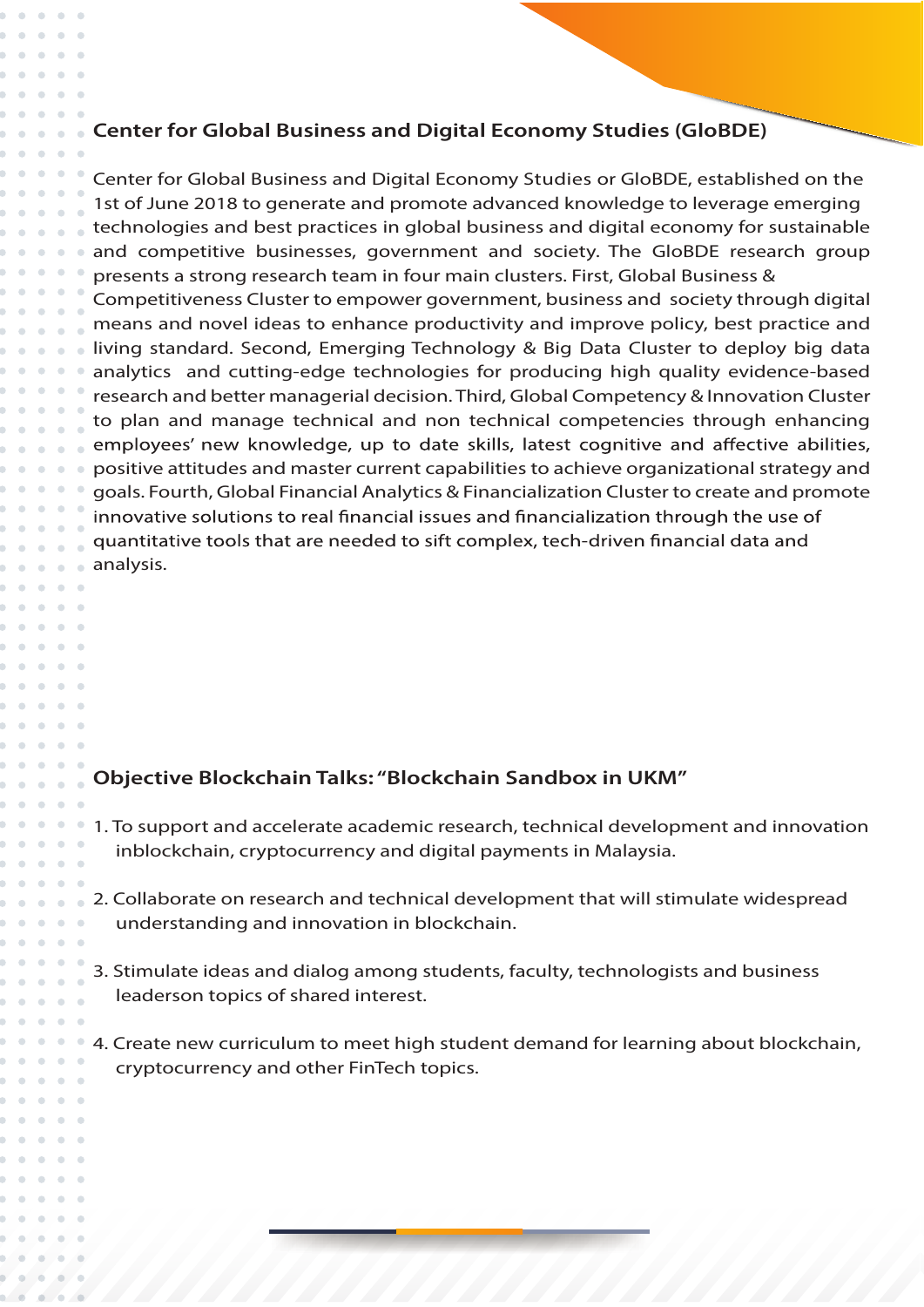## Center for Global Business and Digital Economy Studies (GloBDE)

Center for Global Business and Digital Economy Studies or GloBDE, established on the 1st of June 2018 to generate and promote advanced knowledge to leverage emerging technologies and best practices in global business and digital economy for sustainable and competitive businesses, government and society. The GloBDE research group presents a strong research team in four main clusters. First, Global Business & Competitiveness Cluster to empower government, business and society through digital means and novel ideas to enhance productivity and improve policy, best practice and living standard. Second, Emerging Technology & Big Data Cluster to deploy big data analytics and cutting-edge technologies for producing high quality evidence-based research and better managerial decision. Third, Global Competency & Innovation Cluster to plan and manage technical and non technical competencies through enhancing employees' new knowledge, up to date skills, latest cognitive and affective abilities, positive attitudes and master current capabilities to achieve organizational strategy and goals. Fourth, Global Financial Analytics & Financialization Cluster to create and promote innovative solutions to real financial issues and financialization through the use of quantitative tools that are needed to sift complex, tech-driven financial data and analysis.

## Objective Blockchain Talks: "Blockchain Sandbox in UKM"

1. To support and accelerate academic research, technical development and innovation inblockchain, cryptocurrency and digital payments in Malaysia.

2. Collaborate on research and technical development that will stimulate widespread understanding and innovation in blockchain.

3. Stimulate ideas and dialog among students, faculty, technologists and business leaderson topics of shared interest.

4. Create new curriculum to meet high student demand for learning about blockchain, cryptocurrency and other FinTech topics.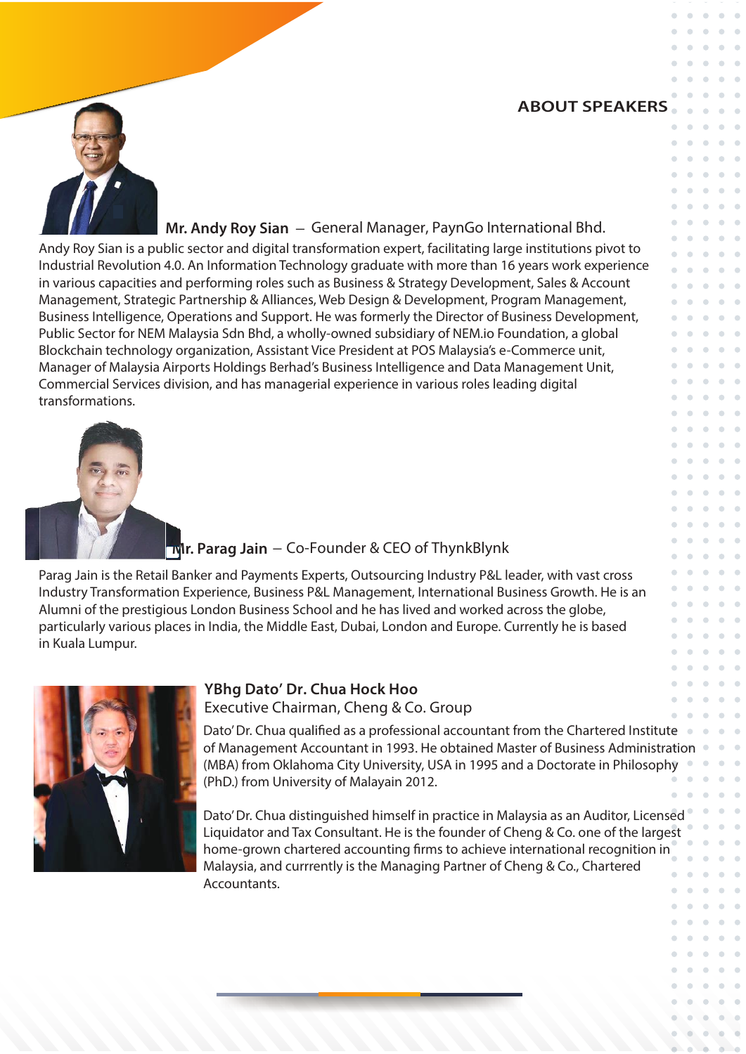## ABOUT SPEAKERS

**Mr. Andy Roy Sian** – General Manager, PaynGo International Bhd.

Andy Roy Sian is a public sector and digital transformation expert, facilitating large institutions pivot to Industrial Revolution 4.0. An Information Technology graduate with more than 16 years work experience in various capacities and performing roles such as Business & Strategy Development, Sales & Account Management, Strategic Partnership & Alliances, Web Design & Development, Program Management, Business Intelligence, Operations and Support. He was formerly the Director of Business Development, Public Sector for NEM Malaysia Sdn Bhd, a wholly-owned subsidiary of NEM.io Foundation, a global Blockchain technology organization, Assistant Vice President at POS Malaysia's e-Commerce unit, Manager of Malaysia Airports Holdings Berhad's Business Intelligence and Data Management Unit, Commercial Services division, and has managerial experience in various roles leading digital transformations.

**Mr. Parag Jain** – Co-Founder & CEO of ThynkBlynk

Parag Jain is the Retail Banker and Payments Experts, Outsourcing Industry P&L leader, with vast cross Industry Transformation Experience, Business P&L Management, International Business Growth. He is an Alumni of the prestigious London Business School and he has lived and worked across the globe, particularly various places in India, the Middle East, Dubai, London and Europe. Currently he is based in Kuala Lumpur.

**YBhg Dato' Dr. Chua Hock Hoo**
Executive Chairman, Cheng & Co. Group

Dato' Dr. Chua qualified as a professional accountant from the Chartered Institute of Management Accountant in 1993. He obtained Master of Business Administration (MBA) from Oklahoma City University, USA in 1995 and a Doctorate in Philosophy (PhD.) from University of Malayain 2012.

Dato' Dr. Chua distinguished himself in practice in Malaysia as an Auditor, Licensed Liquidator and Tax Consultant. He is the founder of Cheng & Co. one of the largest home-grown chartered accounting firms to achieve international recognition in Malaysia, and currrently is the Managing Partner of Cheng & Co., Chartered Accountants.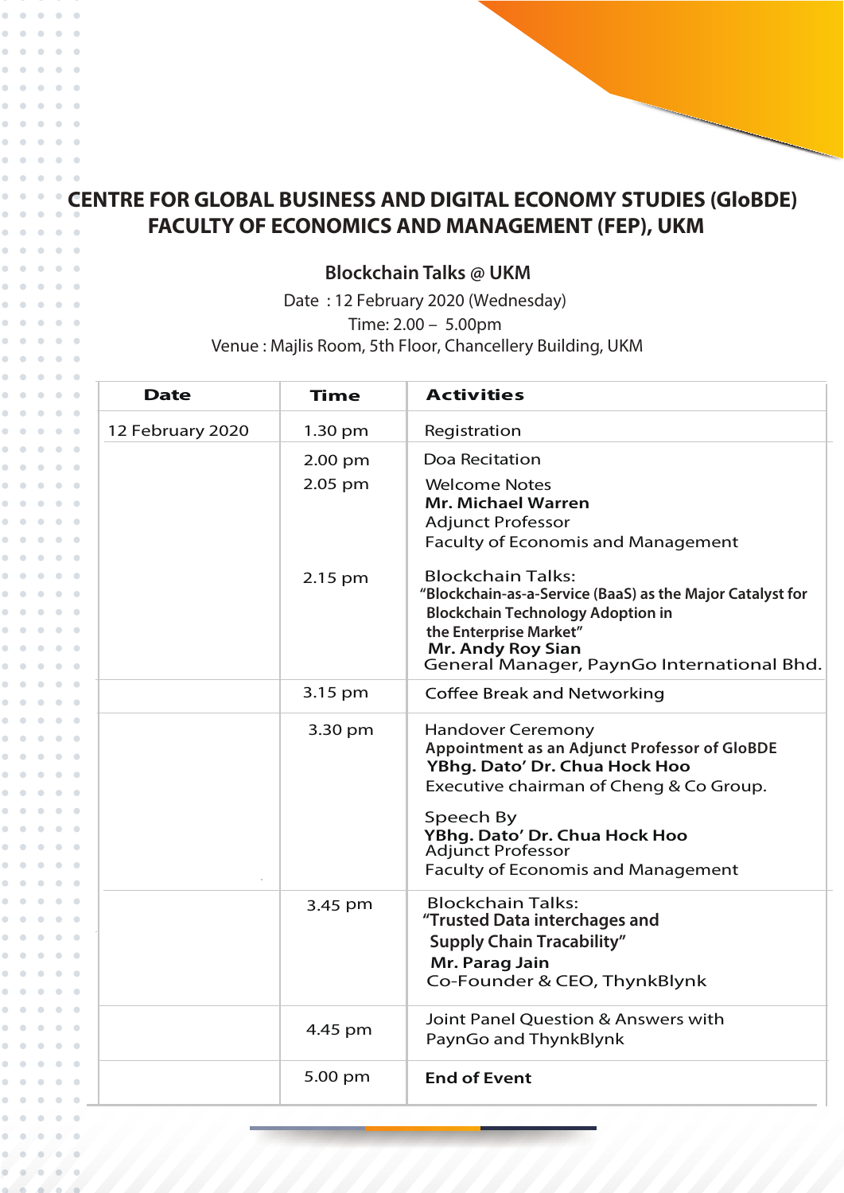# CENTRE FOR GLOBAL BUSINESS AND DIGITAL ECONOMY STUDIES (GloBDE) FACULTY OF ECONOMICS AND MANAGEMENT (FEP), UKM

## Blockchain Talks @ UKM

Date : 12 February 2020 (Wednesday)
Time: 2.00 – 5.00pm
Venue : Majlis Room, 5th Floor, Chancellery Building, UKM

| Date | Time | Activities |
|---|---|---|
| 12 February 2020 | 1.30 pm | Registration |
| | 2.00 pm | Doa Recitation |
| | 2.05 pm | Welcome Notes<br>**Mr. Michael Warren**<br>Adjunct Professor<br>Faculty of Economis and Management |
| | 2.15 pm | Blockchain Talks:<br>**"Blockchain-as-a-Service (BaaS) as the Major Catalyst for Blockchain Technology Adoption in the Enterprise Market"**<br>**Mr. Andy Roy Sian**<br>General Manager, PaynGo International Bhd. |
| | 3.15 pm | Coffee Break and Networking |
| | 3.30 pm | Handover Ceremony<br>**Appointment as an Adjunct Professor of GloBDE**<br>**YBhg. Dato' Dr. Chua Hock Hoo**<br>Executive chairman of Cheng & Co Group.<br><br>Speech By<br>**YBhg. Dato' Dr. Chua Hock Hoo**<br>Adjunct Professor<br>Faculty of Economis and Management |
| | 3.45 pm | Blockchain Talks:<br>**"Trusted Data interchages and Supply Chain Tracability"**<br>**Mr. Parag Jain**<br>Co-Founder & CEO, ThynkBlynk |
| | 4.45 pm | Joint Panel Question & Answers with PaynGo and ThynkBlynk |
| | 5.00 pm | **End of Event** |